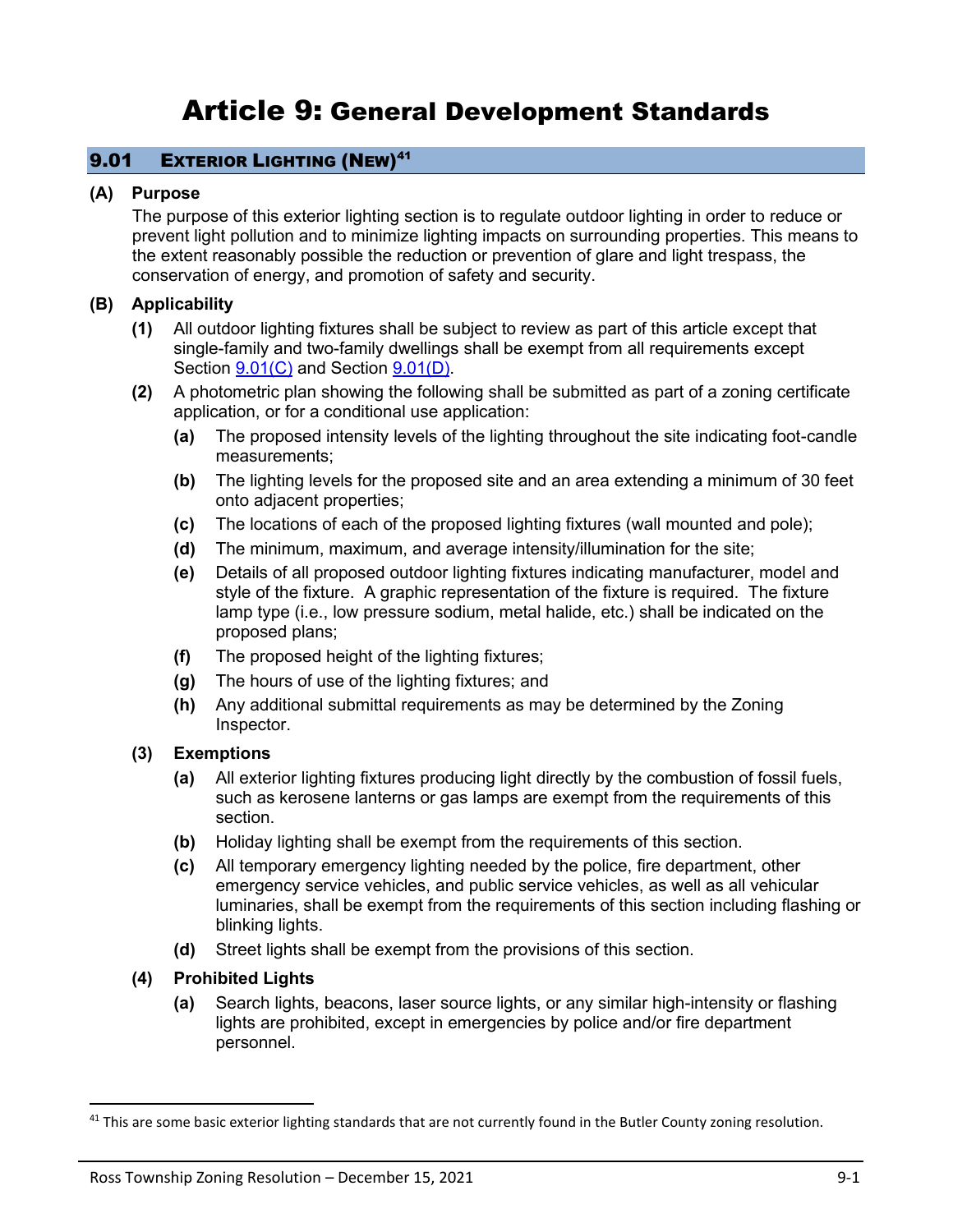# Article 9: General Development Standards

## 9.01 EXTERIOR LIGHTING (NEW)[41]

**(A) Purpose**

The purpose of this exterior lighting section is to regulate outdoor lighting in order to reduce or prevent light pollution and to minimize lighting impacts on surrounding properties. This means to the extent reasonably possible the reduction or prevention of glare and light trespass, the conservation of energy, and promotion of safety and security.

**(B) Applicability**

**(1)** All outdoor lighting fixtures shall be subject to review as part of this article except that single-family and two-family dwellings shall be exempt from all requirements except Section 9.01(C) and Section 9.01(D).

**(2)** A photometric plan showing the following shall be submitted as part of a zoning certificate application, or for a conditional use application:

- **(a)** The proposed intensity levels of the lighting throughout the site indicating foot-candle measurements;
- **(b)** The lighting levels for the proposed site and an area extending a minimum of 30 feet onto adjacent properties;
- **(c)** The locations of each of the proposed lighting fixtures (wall mounted and pole);
- **(d)** The minimum, maximum, and average intensity/illumination for the site;
- **(e)** Details of all proposed outdoor lighting fixtures indicating manufacturer, model and style of the fixture. A graphic representation of the fixture is required. The fixture lamp type (i.e., low pressure sodium, metal halide, etc.) shall be indicated on the proposed plans;
- **(f)** The proposed height of the lighting fixtures;
- **(g)** The hours of use of the lighting fixtures; and
- **(h)** Any additional submittal requirements as may be determined by the Zoning Inspector.

**(3) Exemptions**

- **(a)** All exterior lighting fixtures producing light directly by the combustion of fossil fuels, such as kerosene lanterns or gas lamps are exempt from the requirements of this section.
- **(b)** Holiday lighting shall be exempt from the requirements of this section.
- **(c)** All temporary emergency lighting needed by the police, fire department, other emergency service vehicles, and public service vehicles, as well as all vehicular luminaries, shall be exempt from the requirements of this section including flashing or blinking lights.
- **(d)** Street lights shall be exempt from the provisions of this section.

**(4) Prohibited Lights**

- **(a)** Search lights, beacons, laser source lights, or any similar high-intensity or flashing lights are prohibited, except in emergencies by police and/or fire department personnel.

---

[41] This are some basic exterior lighting standards that are not currently found in the Butler County zoning resolution.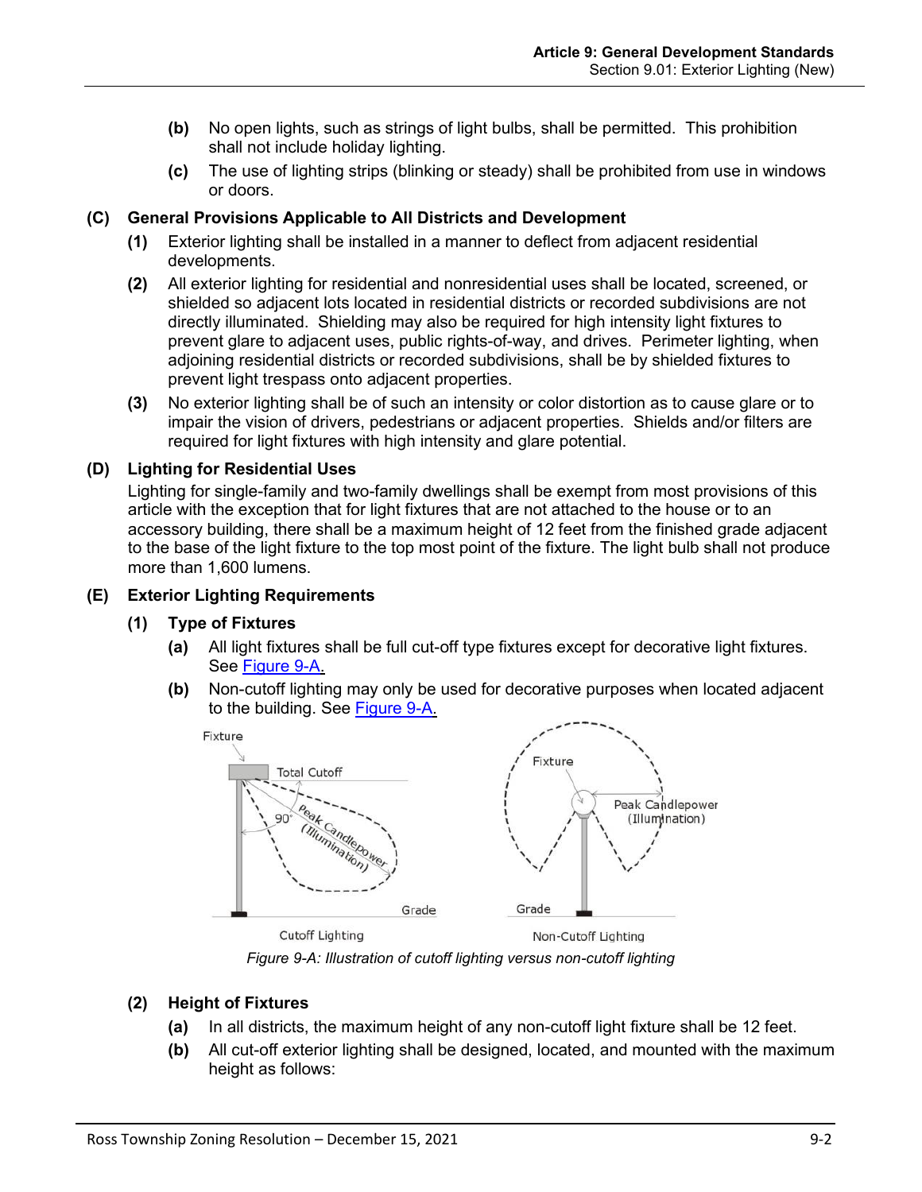(b) No open lights, such as strings of light bulbs, shall be permitted. This prohibition shall not include holiday lighting.

(c) The use of lighting strips (blinking or steady) shall be prohibited from use in windows or doors.

### (C) General Provisions Applicable to All Districts and Development

**(1)** Exterior lighting shall be installed in a manner to deflect from adjacent residential developments.

**(2)** All exterior lighting for residential and nonresidential uses shall be located, screened, or shielded so adjacent lots located in residential districts or recorded subdivisions are not directly illuminated. Shielding may also be required for high intensity light fixtures to prevent glare to adjacent uses, public rights-of-way, and drives. Perimeter lighting, when adjoining residential districts or recorded subdivisions, shall be by shielded fixtures to prevent light trespass onto adjacent properties.

**(3)** No exterior lighting shall be of such an intensity or color distortion as to cause glare or to impair the vision of drivers, pedestrians or adjacent properties. Shields and/or filters are required for light fixtures with high intensity and glare potential.

### (D) Lighting for Residential Uses

Lighting for single-family and two-family dwellings shall be exempt from most provisions of this article with the exception that for light fixtures that are not attached to the house or to an accessory building, there shall be a maximum height of 12 feet from the finished grade adjacent to the base of the light fixture to the top most point of the fixture. The light bulb shall not produce more than 1,600 lumens.

### (E) Exterior Lighting Requirements

#### (1) Type of Fixtures

**(a)** All light fixtures shall be full cut-off type fixtures except for decorative light fixtures. See Figure 9-A.

**(b)** Non-cutoff lighting may only be used for decorative purposes when located adjacent to the building. See Figure 9-A.

*Figure 9-A: Illustration of cutoff lighting versus non-cutoff lighting*

#### (2) Height of Fixtures

**(a)** In all districts, the maximum height of any non-cutoff light fixture shall be 12 feet.

**(b)** All cut-off exterior lighting shall be designed, located, and mounted with the maximum height as follows: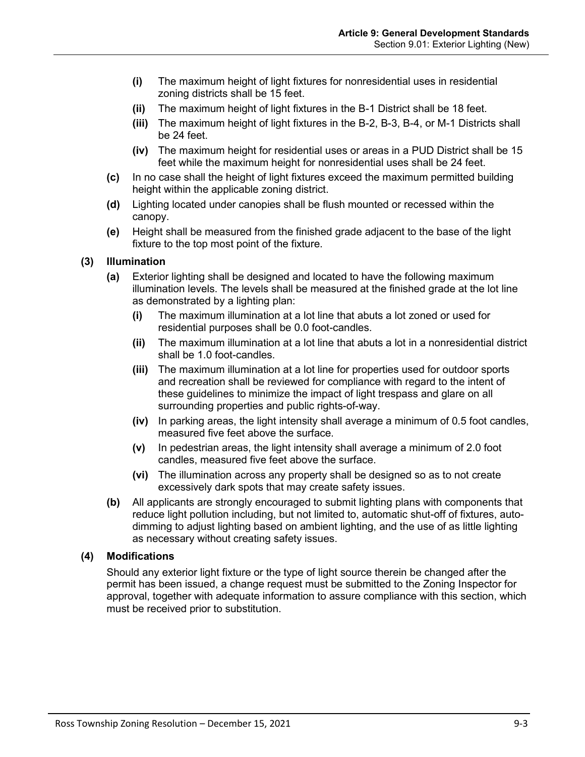(i) The maximum height of light fixtures for nonresidential uses in residential zoning districts shall be 15 feet.

(ii) The maximum height of light fixtures in the B-1 District shall be 18 feet.

(iii) The maximum height of light fixtures in the B-2, B-3, B-4, or M-1 Districts shall be 24 feet.

(iv) The maximum height for residential uses or areas in a PUD District shall be 15 feet while the maximum height for nonresidential uses shall be 24 feet.

**(c)** In no case shall the height of light fixtures exceed the maximum permitted building height within the applicable zoning district.

**(d)** Lighting located under canopies shall be flush mounted or recessed within the canopy.

**(e)** Height shall be measured from the finished grade adjacent to the base of the light fixture to the top most point of the fixture.

### (3) Illumination

**(a)** Exterior lighting shall be designed and located to have the following maximum illumination levels. The levels shall be measured at the finished grade at the lot line as demonstrated by a lighting plan:

**(i)** The maximum illumination at a lot line that abuts a lot zoned or used for residential purposes shall be 0.0 foot-candles.

**(ii)** The maximum illumination at a lot line that abuts a lot in a nonresidential district shall be 1.0 foot-candles.

**(iii)** The maximum illumination at a lot line for properties used for outdoor sports and recreation shall be reviewed for compliance with regard to the intent of these guidelines to minimize the impact of light trespass and glare on all surrounding properties and public rights-of-way.

**(iv)** In parking areas, the light intensity shall average a minimum of 0.5 foot candles, measured five feet above the surface.

**(v)** In pedestrian areas, the light intensity shall average a minimum of 2.0 foot candles, measured five feet above the surface.

**(vi)** The illumination across any property shall be designed so as to not create excessively dark spots that may create safety issues.

**(b)** All applicants are strongly encouraged to submit lighting plans with components that reduce light pollution including, but not limited to, automatic shut-off of fixtures, auto-dimming to adjust lighting based on ambient lighting, and the use of as little lighting as necessary without creating safety issues.

### (4) Modifications

Should any exterior light fixture or the type of light source therein be changed after the permit has been issued, a change request must be submitted to the Zoning Inspector for approval, together with adequate information to assure compliance with this section, which must be received prior to substitution.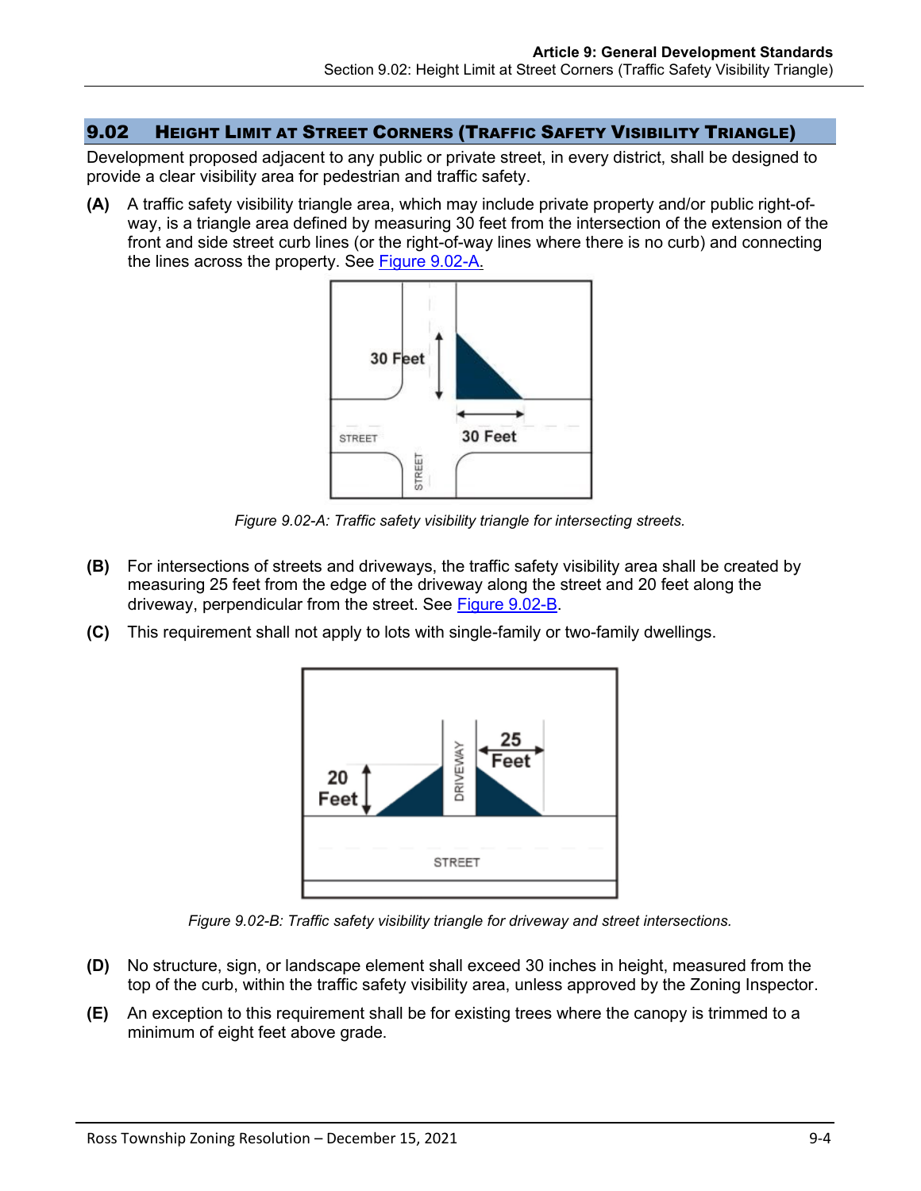## 9.02 HEIGHT LIMIT AT STREET CORNERS (TRAFFIC SAFETY VISIBILITY TRIANGLE)

Development proposed adjacent to any public or private street, in every district, shall be designed to provide a clear visibility area for pedestrian and traffic safety.

**(A)** A traffic safety visibility triangle area, which may include private property and/or public right-of-way, is a triangle area defined by measuring 30 feet from the intersection of the extension of the front and side street curb lines (or the right-of-way lines where there is no curb) and connecting the lines across the property. See Figure 9.02-A.

*Figure 9.02-A: Traffic safety visibility triangle for intersecting streets.*

**(B)** For intersections of streets and driveways, the traffic safety visibility area shall be created by measuring 25 feet from the edge of the driveway along the street and 20 feet along the driveway, perpendicular from the street. See Figure 9.02-B.

**(C)** This requirement shall not apply to lots with single-family or two-family dwellings.

*Figure 9.02-B: Traffic safety visibility triangle for driveway and street intersections.*

**(D)** No structure, sign, or landscape element shall exceed 30 inches in height, measured from the top of the curb, within the traffic safety visibility area, unless approved by the Zoning Inspector.

**(E)** An exception to this requirement shall be for existing trees where the canopy is trimmed to a minimum of eight feet above grade.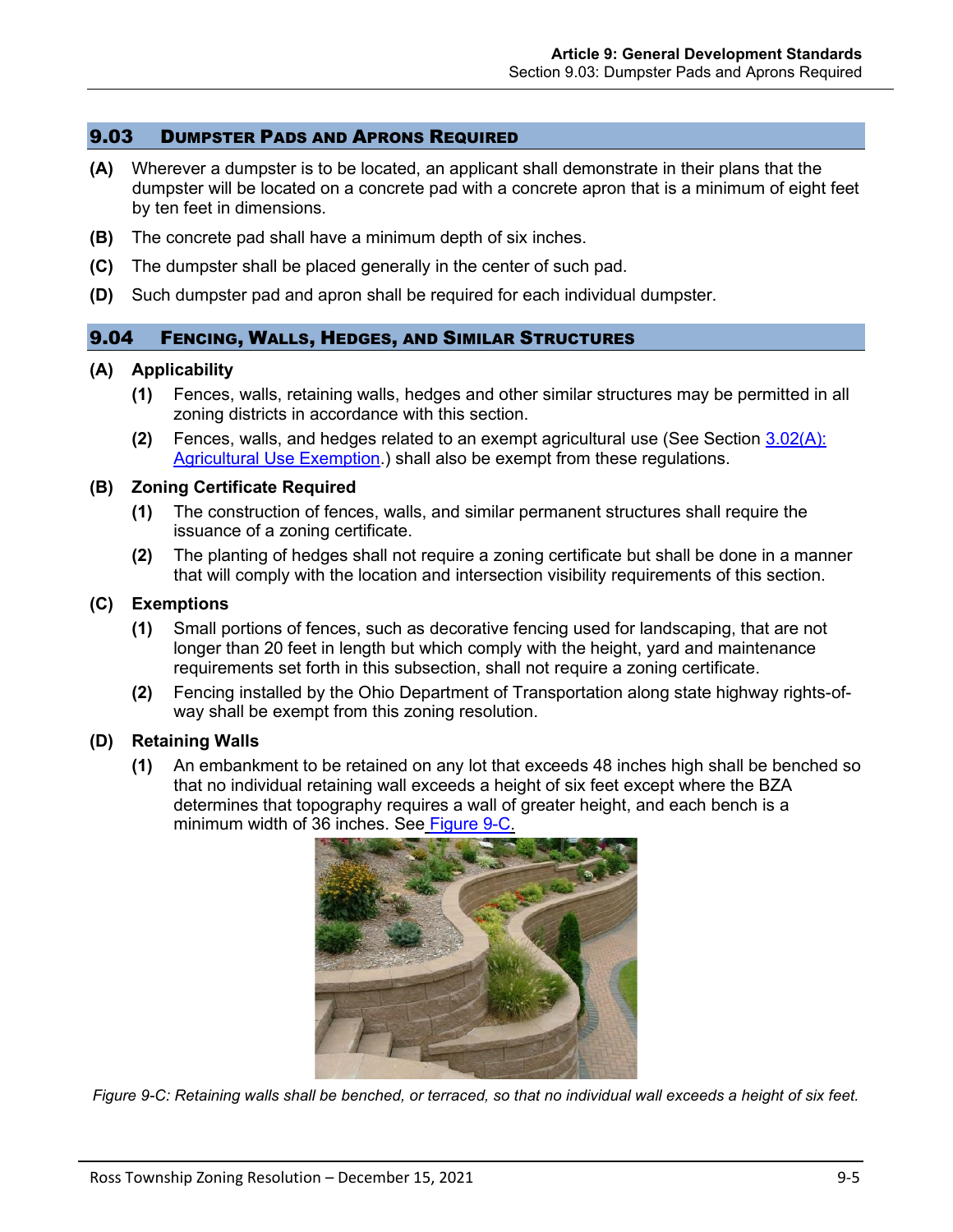## 9.03 Dumpster Pads and Aprons Required

**(A)** Wherever a dumpster is to be located, an applicant shall demonstrate in their plans that the dumpster will be located on a concrete pad with a concrete apron that is a minimum of eight feet by ten feet in dimensions.

**(B)** The concrete pad shall have a minimum depth of six inches.

**(C)** The dumpster shall be placed generally in the center of such pad.

**(D)** Such dumpster pad and apron shall be required for each individual dumpster.

## 9.04 Fencing, Walls, Hedges, and Similar Structures

### (A) Applicability

**(1)** Fences, walls, retaining walls, hedges and other similar structures may be permitted in all zoning districts in accordance with this section.

**(2)** Fences, walls, and hedges related to an exempt agricultural use (See Section 3.02(A): Agricultural Use Exemption.) shall also be exempt from these regulations.

### (B) Zoning Certificate Required

**(1)** The construction of fences, walls, and similar permanent structures shall require the issuance of a zoning certificate.

**(2)** The planting of hedges shall not require a zoning certificate but shall be done in a manner that will comply with the location and intersection visibility requirements of this section.

### (C) Exemptions

**(1)** Small portions of fences, such as decorative fencing used for landscaping, that are not longer than 20 feet in length but which comply with the height, yard and maintenance requirements set forth in this subsection, shall not require a zoning certificate.

**(2)** Fencing installed by the Ohio Department of Transportation along state highway rights-of-way shall be exempt from this zoning resolution.

### (D) Retaining Walls

**(1)** An embankment to be retained on any lot that exceeds 48 inches high shall be benched so that no individual retaining wall exceeds a height of six feet except where the BZA determines that topography requires a wall of greater height, and each bench is a minimum width of 36 inches. See Figure 9-C.

*Figure 9-C: Retaining walls shall be benched, or terraced, so that no individual wall exceeds a height of six feet.*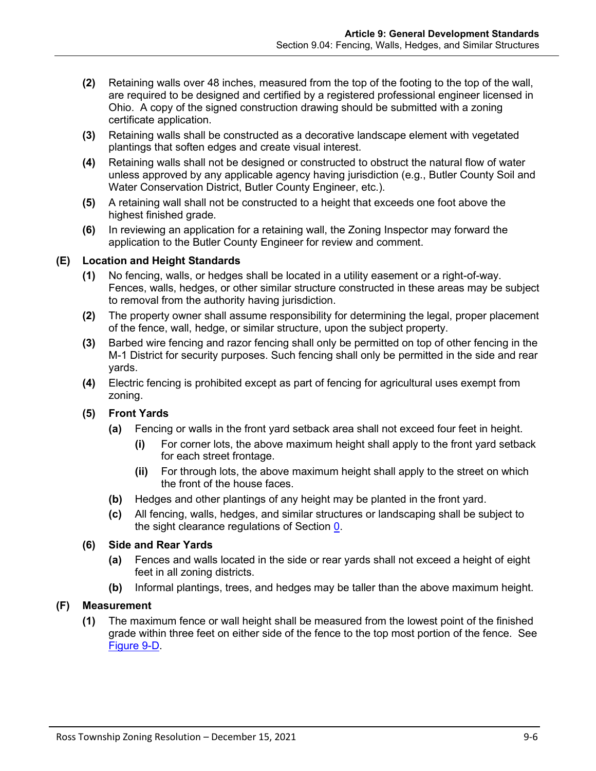**(2)** Retaining walls over 48 inches, measured from the top of the footing to the top of the wall, are required to be designed and certified by a registered professional engineer licensed in Ohio. A copy of the signed construction drawing should be submitted with a zoning certificate application.

**(3)** Retaining walls shall be constructed as a decorative landscape element with vegetated plantings that soften edges and create visual interest.

**(4)** Retaining walls shall not be designed or constructed to obstruct the natural flow of water unless approved by any applicable agency having jurisdiction (e.g., Butler County Soil and Water Conservation District, Butler County Engineer, etc.).

**(5)** A retaining wall shall not be constructed to a height that exceeds one foot above the highest finished grade.

**(6)** In reviewing an application for a retaining wall, the Zoning Inspector may forward the application to the Butler County Engineer for review and comment.

## (E) Location and Height Standards

**(1)** No fencing, walls, or hedges shall be located in a utility easement or a right-of-way. Fences, walls, hedges, or other similar structure constructed in these areas may be subject to removal from the authority having jurisdiction.

**(2)** The property owner shall assume responsibility for determining the legal, proper placement of the fence, wall, hedge, or similar structure, upon the subject property.

**(3)** Barbed wire fencing and razor fencing shall only be permitted on top of other fencing in the M-1 District for security purposes. Such fencing shall only be permitted in the side and rear yards.

**(4)** Electric fencing is prohibited except as part of fencing for agricultural uses exempt from zoning.

### (5) Front Yards

**(a)** Fencing or walls in the front yard setback area shall not exceed four feet in height.

- **(i)** For corner lots, the above maximum height shall apply to the front yard setback for each street frontage.
- **(ii)** For through lots, the above maximum height shall apply to the street on which the front of the house faces.

**(b)** Hedges and other plantings of any height may be planted in the front yard.

**(c)** All fencing, walls, hedges, and similar structures or landscaping shall be subject to the sight clearance regulations of Section 0.

### (6) Side and Rear Yards

**(a)** Fences and walls located in the side or rear yards shall not exceed a height of eight feet in all zoning districts.

**(b)** Informal plantings, trees, and hedges may be taller than the above maximum height.

## (F) Measurement

**(1)** The maximum fence or wall height shall be measured from the lowest point of the finished grade within three feet on either side of the fence to the top most portion of the fence. See Figure 9-D.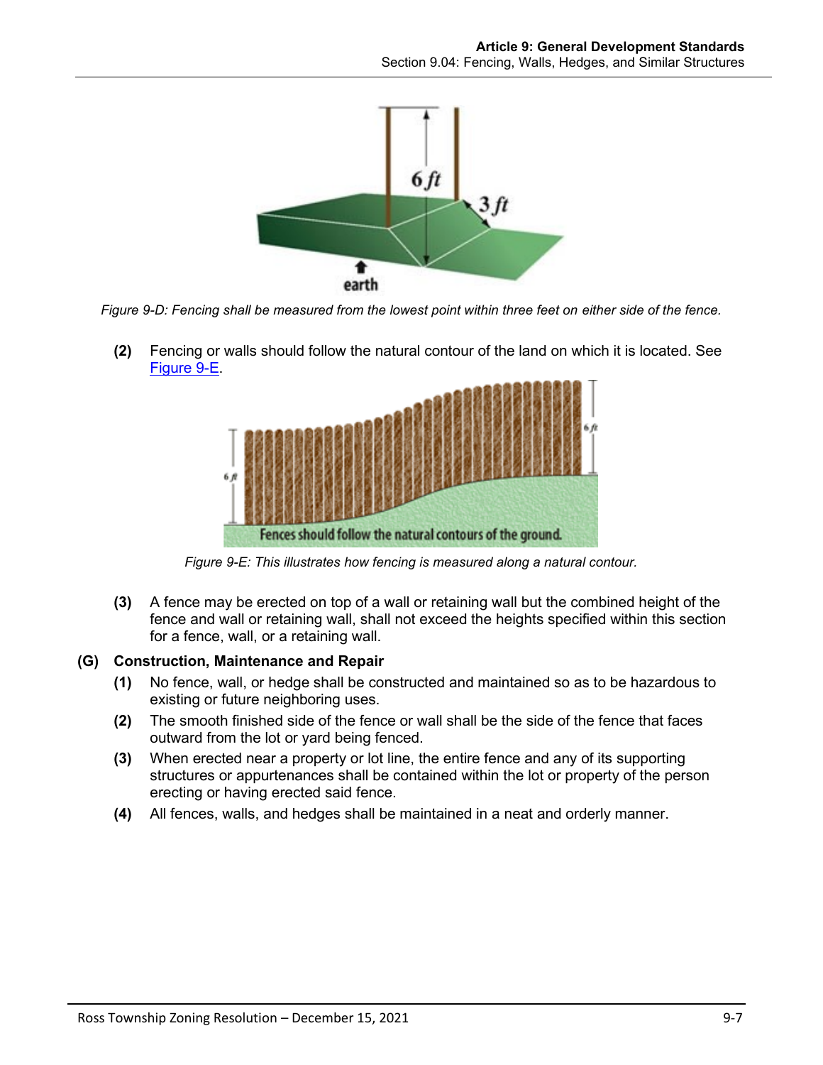6 ft

3 ft

earth

*Figure 9-D: Fencing shall be measured from the lowest point within three feet on either side of the fence.*

**(2)** Fencing or walls should follow the natural contour of the land on which it is located. See Figure 9-E.

6 ft

6 ft

Fences should follow the natural contours of the ground.

*Figure 9-E: This illustrates how fencing is measured along a natural contour.*

**(3)** A fence may be erected on top of a wall or retaining wall but the combined height of the fence and wall or retaining wall, shall not exceed the heights specified within this section for a fence, wall, or a retaining wall.

**(G) Construction, Maintenance and Repair**

**(1)** No fence, wall, or hedge shall be constructed and maintained so as to be hazardous to existing or future neighboring uses.

**(2)** The smooth finished side of the fence or wall shall be the side of the fence that faces outward from the lot or yard being fenced.

**(3)** When erected near a property or lot line, the entire fence and any of its supporting structures or appurtenances shall be contained within the lot or property of the person erecting or having erected said fence.

**(4)** All fences, walls, and hedges shall be maintained in a neat and orderly manner.